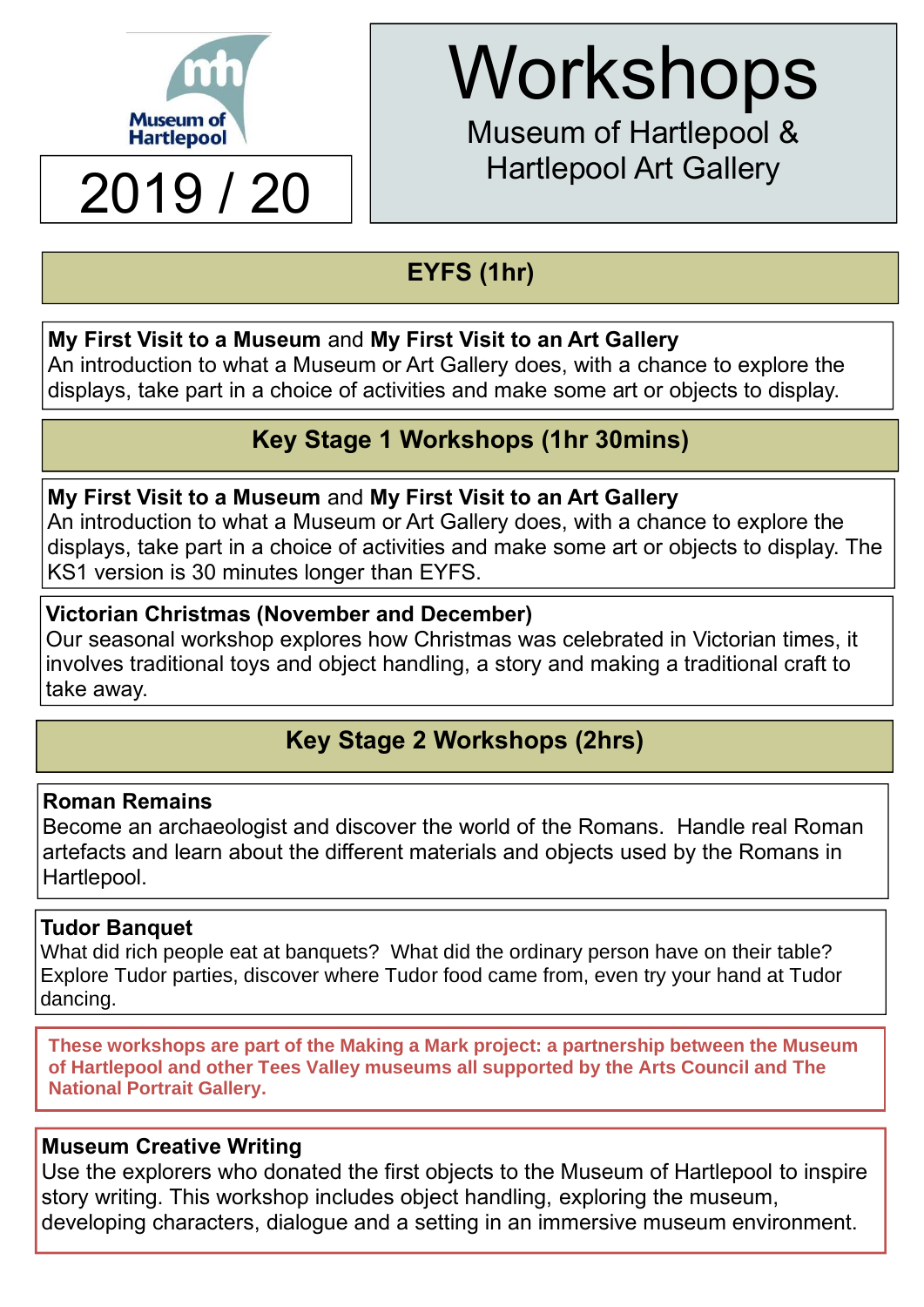Museum of Hartlepool

# 2019 / 20

# Workshops

Museum of Hartlepool & Hartlepool Art Gallery

## EYFS (1hr)

**My First Visit to a Museum** and **My First Visit to an Art Gallery**
An introduction to what a Museum or Art Gallery does, with a chance to explore the displays, take part in a choice of activities and make some art or objects to display.

## Key Stage 1 Workshops (1hr 30mins)

**My First Visit to a Museum** and **My First Visit to an Art Gallery**
An introduction to what a Museum or Art Gallery does, with a chance to explore the displays, take part in a choice of activities and make some art or objects to display. The KS1 version is 30 minutes longer than EYFS.

**Victorian Christmas (November and December)**
Our seasonal workshop explores how Christmas was celebrated in Victorian times, it involves traditional toys and object handling, a story and making a traditional craft to take away.

## Key Stage 2 Workshops (2hrs)

**Roman Remains**
Become an archaeologist and discover the world of the Romans. Handle real Roman artefacts and learn about the different materials and objects used by the Romans in Hartlepool.

**Tudor Banquet**
What did rich people eat at banquets? What did the ordinary person have on their table? Explore Tudor parties, discover where Tudor food came from, even try your hand at Tudor dancing.

**These workshops are part of the Making a Mark project: a partnership between the Museum of Hartlepool and other Tees Valley museums all supported by the Arts Council and The National Portrait Gallery.**

**Museum Creative Writing**
Use the explorers who donated the first objects to the Museum of Hartlepool to inspire story writing. This workshop includes object handling, exploring the museum, developing characters, dialogue and a setting in an immersive museum environment.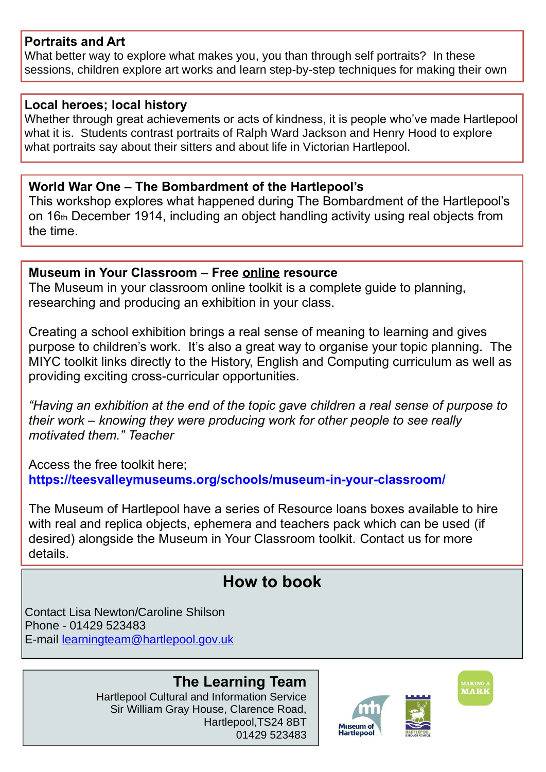**Portraits and Art**

What better way to explore what makes you, you than through self portraits? In these sessions, children explore art works and learn step-by-step techniques for making their own

**Local heroes; local history**

Whether through great achievements or acts of kindness, it is people who've made Hartlepool what it is. Students contrast portraits of Ralph Ward Jackson and Henry Hood to explore what portraits say about their sitters and about life in Victorian Hartlepool.

**World War One – The Bombardment of the Hartlepool's**

This workshop explores what happened during The Bombardment of the Hartlepool's on 16th December 1914, including an object handling activity using real objects from the time.

**Museum in Your Classroom – Free online resource**

The Museum in your classroom online toolkit is a complete guide to planning, researching and producing an exhibition in your class.

Creating a school exhibition brings a real sense of meaning to learning and gives purpose to children's work. It's also a great way to organise your topic planning. The MIYC toolkit links directly to the History, English and Computing curriculum as well as providing exciting cross-curricular opportunities.

*"Having an exhibition at the end of the topic gave children a real sense of purpose to their work – knowing they were producing work for other people to see really motivated them." Teacher*

Access the free toolkit here;
**https://teesvalleymuseums.org/schools/museum-in-your-classroom/**

The Museum of Hartlepool have a series of Resource loans boxes available to hire with real and replica objects, ephemera and teachers pack which can be used (if desired) alongside the Museum in Your Classroom toolkit. Contact us for more details.

## How to book

Contact Lisa Newton/Caroline Shilson
Phone - 01429 523483
E-mail learningteam@hartlepool.gov.uk

### The Learning Team

Hartlepool Cultural and Information Service
Sir William Gray House, Clarence Road,
Hartlepool,TS24 8BT
01429 523483

Museum of Hartlepool

HARTLEPOOL BOROUGH COUNCIL

MAKING A MARK